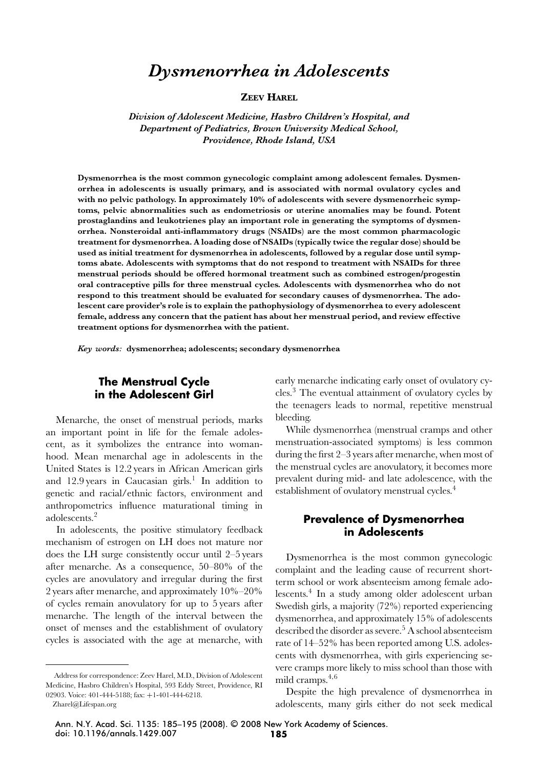# *Dysmenorrhea in Adolescents*

**Zeev Harel**

***Division of Adolescent Medicine, Hasbro Children's Hospital, and Department of Pediatrics, Brown University Medical School, Providence, Rhode Island, USA***

**Dysmenorrhea is the most common gynecologic complaint among adolescent females. Dysmenorrhea in adolescents is usually primary, and is associated with normal ovulatory cycles and with no pelvic pathology. In approximately 10% of adolescents with severe dysmenorrheic symptoms, pelvic abnormalities such as endometriosis or uterine anomalies may be found. Potent prostaglandins and leukotrienes play an important role in generating the symptoms of dysmenorrhea. Nonsteroidal anti-inflammatory drugs (NSAIDs) are the most common pharmacologic treatment for dysmenorrhea. A loading dose of NSAIDs (typically twice the regular dose) should be used as initial treatment for dysmenorrhea in adolescents, followed by a regular dose until symptoms abate. Adolescents with symptoms that do not respond to treatment with NSAIDs for three menstrual periods should be offered hormonal treatment such as combined estrogen/progestin oral contraceptive pills for three menstrual cycles. Adolescents with dysmenorrhea who do not respond to this treatment should be evaluated for secondary causes of dysmenorrhea. The adolescent care provider's role is to explain the pathophysiology of dysmenorrhea to every adolescent female, address any concern that the patient has about her menstrual period, and review effective treatment options for dysmenorrhea with the patient.**

***Key words:*** **dysmenorrhea; adolescents; secondary dysmenorrhea**

## The Menstrual Cycle in the Adolescent Girl

Menarche, the onset of menstrual periods, marks an important point in life for the female adolescent, as it symbolizes the entrance into womanhood. Mean menarchal age in adolescents in the United States is 12.2 years in African American girls and 12.9 years in Caucasian girls.[1] In addition to genetic and racial/ethnic factors, environment and anthropometrics influence maturational timing in adolescents.[2]

In adolescents, the positive stimulatory feedback mechanism of estrogen on LH does not mature nor does the LH surge consistently occur until 2–5 years after menarche. As a consequence, 50–80% of the cycles are anovulatory and irregular during the first 2 years after menarche, and approximately 10%–20% of cycles remain anovulatory for up to 5 years after menarche. The length of the interval between the onset of menses and the establishment of ovulatory cycles is associated with the age at menarche, with early menarche indicating early onset of ovulatory cycles.[3] The eventual attainment of ovulatory cycles by the teenagers leads to normal, repetitive menstrual bleeding.

While dysmenorrhea (menstrual cramps and other menstruation-associated symptoms) is less common during the first 2–3 years after menarche, when most of the menstrual cycles are anovulatory, it becomes more prevalent during mid- and late adolescence, with the establishment of ovulatory menstrual cycles.[4]

## Prevalence of Dysmenorrhea in Adolescents

Dysmenorrhea is the most common gynecologic complaint and the leading cause of recurrent short-term school or work absenteeism among female adolescents.[4] In a study among older adolescent urban Swedish girls, a majority (72%) reported experiencing dysmenorrhea, and approximately 15% of adolescents described the disorder as severe.[5] A school absenteeism rate of 14–52% has been reported among U.S. adolescents with dysmenorrhea, with girls experiencing severe cramps more likely to miss school than those with mild cramps.[4,6]

Despite the high prevalence of dysmenorrhea in adolescents, many girls either do not seek medical

---

Address for correspondence: Zeev Harel, M.D., Division of Adolescent Medicine, Hasbro Children's Hospital, 593 Eddy Street, Providence, RI 02903. Voice: 401-444-5188; fax: +1-401-444-6218.
Zharel@Lifespan.org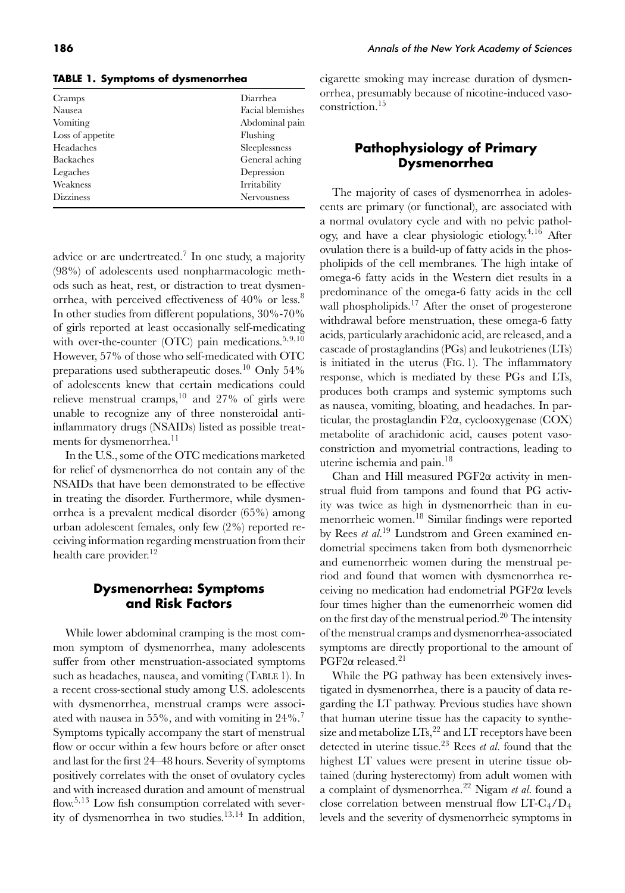**TABLE 1. Symptoms of dysmenorrhea**

| | |
|---|---|
| Cramps | Diarrhea |
| Nausea | Facial blemishes |
| Vomiting | Abdominal pain |
| Loss of appetite | Flushing |
| Headaches | Sleeplessness |
| Backaches | General aching |
| Legaches | Depression |
| Weakness | Irritability |
| Dizziness | Nervousness |

advice or are undertreated.[7] In one study, a majority (98%) of adolescents used nonpharmacologic methods such as heat, rest, or distraction to treat dysmenorrhea, with perceived effectiveness of 40% or less.[8] In other studies from different populations, 30%-70% of girls reported at least occasionally self-medicating with over-the-counter (OTC) pain medications.[5,9,10] However, 57% of those who self-medicated with OTC preparations used subtherapeutic doses.[10] Only 54% of adolescents knew that certain medications could relieve menstrual cramps,[10] and 27% of girls were unable to recognize any of three nonsteroidal anti-inflammatory drugs (NSAIDs) listed as possible treatments for dysmenorrhea.[11]

In the U.S., some of the OTC medications marketed for relief of dysmenorrhea do not contain any of the NSAIDs that have been demonstrated to be effective in treating the disorder. Furthermore, while dysmenorrhea is a prevalent medical disorder (65%) among urban adolescent females, only few (2%) reported receiving information regarding menstruation from their health care provider.[12]

## Dysmenorrhea: Symptoms and Risk Factors

While lower abdominal cramping is the most common symptom of dysmenorrhea, many adolescents suffer from other menstruation-associated symptoms such as headaches, nausea, and vomiting (TABLE 1). In a recent cross-sectional study among U.S. adolescents with dysmenorrhea, menstrual cramps were associated with nausea in 55%, and with vomiting in 24%.[7] Symptoms typically accompany the start of menstrual flow or occur within a few hours before or after onset and last for the first 24–48 hours. Severity of symptoms positively correlates with the onset of ovulatory cycles and with increased duration and amount of menstrual flow.[5,13] Low fish consumption correlated with severity of dysmenorrhea in two studies.[13,14] In addition, cigarette smoking may increase duration of dysmenorrhea, presumably because of nicotine-induced vasoconstriction.[15]

## Pathophysiology of Primary Dysmenorrhea

The majority of cases of dysmenorrhea in adolescents are primary (or functional), are associated with a normal ovulatory cycle and with no pelvic pathology, and have a clear physiologic etiology.[4,16] After ovulation there is a build-up of fatty acids in the phospholipids of the cell membranes. The high intake of omega-6 fatty acids in the Western diet results in a predominance of the omega-6 fatty acids in the cell wall phospholipids.[17] After the onset of progesterone withdrawal before menstruation, these omega-6 fatty acids, particularly arachidonic acid, are released, and a cascade of prostaglandins (PGs) and leukotrienes (LTs) is initiated in the uterus (FIG. 1). The inflammatory response, which is mediated by these PGs and LTs, produces both cramps and systemic symptoms such as nausea, vomiting, bloating, and headaches. In particular, the prostaglandin F2α, cyclooxygenase (COX) metabolite of arachidonic acid, causes potent vasoconstriction and myometrial contractions, leading to uterine ischemia and pain.[18]

Chan and Hill measured PGF2α activity in menstrual fluid from tampons and found that PG activity was twice as high in dysmenorrheic than in eumenorrheic women.[18] Similar findings were reported by Rees *et al.*[19] Lundstrom and Green examined endometrial specimens taken from both dysmenorrheic and eumenorrheic women during the menstrual period and found that women with dysmenorrhea receiving no medication had endometrial PGF2α levels four times higher than the eumenorrheic women did on the first day of the menstrual period.[20] The intensity of the menstrual cramps and dysmenorrhea-associated symptoms are directly proportional to the amount of PGF2α released.[21]

While the PG pathway has been extensively investigated in dysmenorrhea, there is a paucity of data regarding the LT pathway. Previous studies have shown that human uterine tissue has the capacity to synthesize and metabolize LTs,[22] and LT receptors have been detected in uterine tissue.[23] Rees *et al.* found that the highest LT values were present in uterine tissue obtained (during hysterectomy) from adult women with a complaint of dysmenorrhea.[22] Nigam *et al.* found a close correlation between menstrual flow LT-$C_4$/$D_4$ levels and the severity of dysmenorrheic symptoms in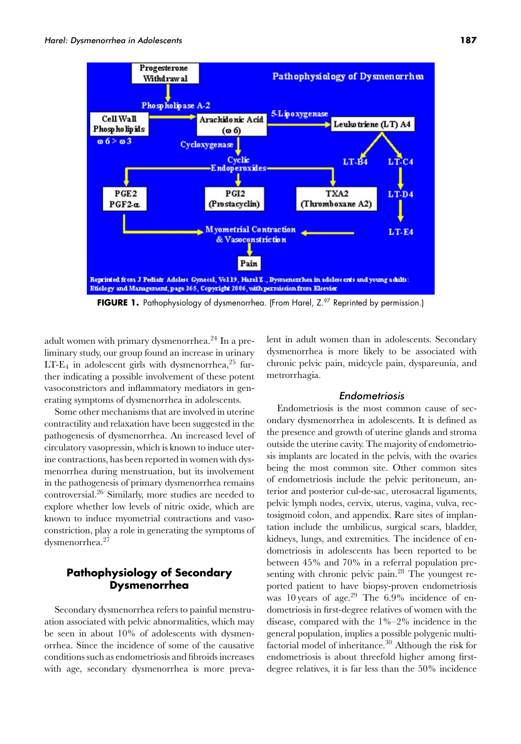**FIGURE 1.** Pathophysiology of dysmenorrhea. (From Harel, Z.[97] Reprinted by permission.)

adult women with primary dysmenorrhea.[24] In a preliminary study, our group found an increase in urinary LT-$E_4$ in adolescent girls with dysmenorrhea,[25] further indicating a possible involvement of these potent vasoconstrictors and inflammatory mediators in generating symptoms of dysmenorrhea in adolescents.

Some other mechanisms that are involved in uterine contractility and relaxation have been suggested in the pathogenesis of dysmenorrhea. An increased level of circulatory vasopressin, which is known to induce uterine contractions, has been reported in women with dysmenorrhea during menstruation, but its involvement in the pathogenesis of primary dysmenorrhea remains controversial.[26] Similarly, more studies are needed to explore whether low levels of nitric oxide, which are known to induce myometrial contractions and vasoconstriction, play a role in generating the symptoms of dysmenorrhea.[27]

## Pathophysiology of Secondary Dysmenorrhea

Secondary dysmenorrhea refers to painful menstruation associated with pelvic abnormalities, which may be seen in about 10% of adolescents with dysmenorrhea. Since the incidence of some of the causative conditions such as endometriosis and fibroids increases with age, secondary dysmenorrhea is more prevalent in adult women than in adolescents. Secondary dysmenorrhea is more likely to be associated with chronic pelvic pain, midcycle pain, dyspareunia, and metrorrhagia.

### *Endometriosis*

Endometriosis is the most common cause of secondary dysmenorrhea in adolescents. It is defined as the presence and growth of uterine glands and stroma outside the uterine cavity. The majority of endometriosis implants are located in the pelvis, with the ovaries being the most common site. Other common sites of endometriosis include the pelvic peritoneum, anterior and posterior cul-de-sac, uterosacral ligaments, pelvic lymph nodes, cervix, uterus, vagina, vulva, rectosigmoid colon, and appendix. Rare sites of implantation include the umbilicus, surgical scars, bladder, kidneys, lungs, and extremities. The incidence of endometriosis in adolescents has been reported to be between 45% and 70% in a referral population presenting with chronic pelvic pain.[28] The youngest reported patient to have biopsy-proven endometriosis was 10 years of age.[29] The 6.9% incidence of endometriosis in first-degree relatives of women with the disease, compared with the 1%–2% incidence in the general population, implies a possible polygenic multifactorial model of inheritance.[30] Although the risk for endometriosis is about threefold higher among first-degree relatives, it is far less than the 50% incidence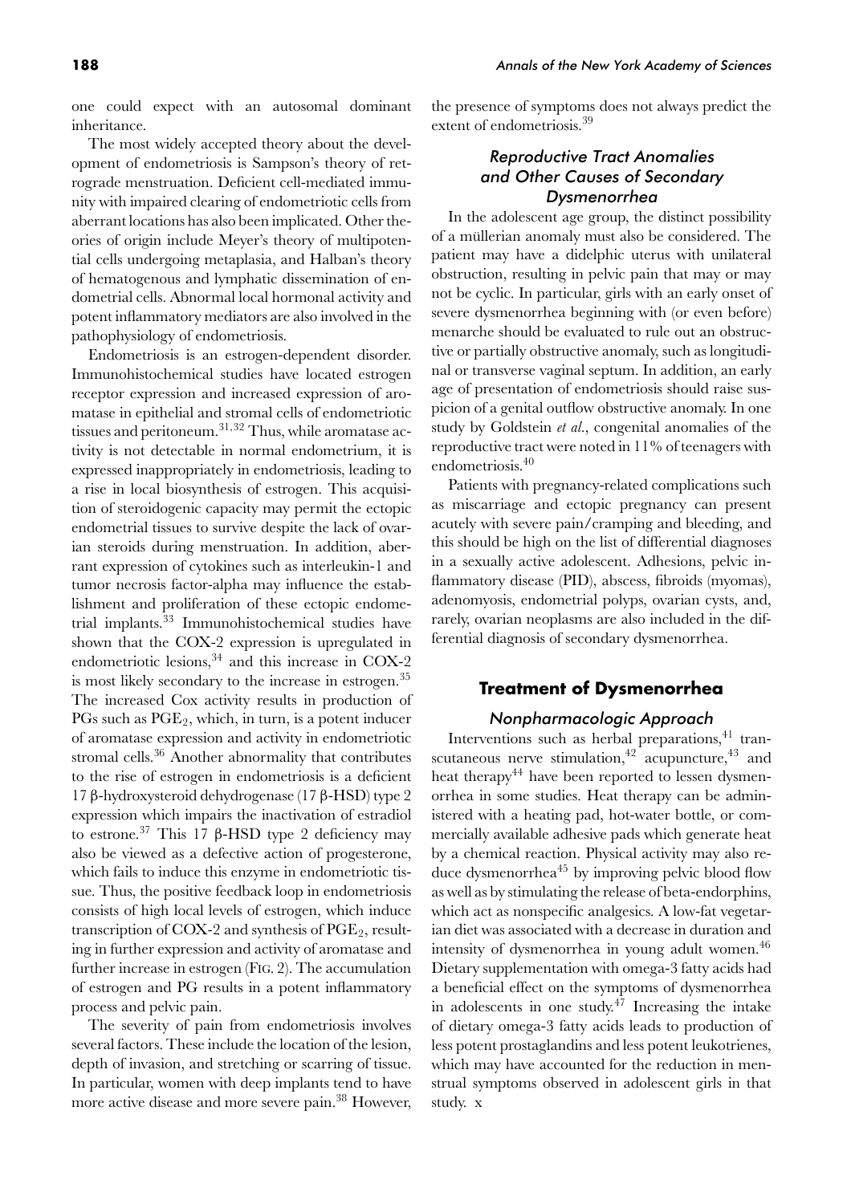one could expect with an autosomal dominant inheritance.

The most widely accepted theory about the development of endometriosis is Sampson's theory of retrograde menstruation. Deficient cell-mediated immunity with impaired clearing of endometriotic cells from aberrant locations has also been implicated. Other theories of origin include Meyer's theory of multipotential cells undergoing metaplasia, and Halban's theory of hematogenous and lymphatic dissemination of endometrial cells. Abnormal local hormonal activity and potent inflammatory mediators are also involved in the pathophysiology of endometriosis.

Endometriosis is an estrogen-dependent disorder. Immunohistochemical studies have located estrogen receptor expression and increased expression of aromatase in epithelial and stromal cells of endometriotic tissues and peritoneum.[31,32] Thus, while aromatase activity is not detectable in normal endometrium, it is expressed inappropriately in endometriosis, leading to a rise in local biosynthesis of estrogen. This acquisition of steroidogenic capacity may permit the ectopic endometrial tissues to survive despite the lack of ovarian steroids during menstruation. In addition, aberrant expression of cytokines such as interleukin-1 and tumor necrosis factor-alpha may influence the establishment and proliferation of these ectopic endometrial implants.[33] Immunohistochemical studies have shown that the COX-2 expression is upregulated in endometriotic lesions,[34] and this increase in COX-2 is most likely secondary to the increase in estrogen.[35] The increased Cox activity results in production of PGs such as $PGE_2$, which, in turn, is a potent inducer of aromatase expression and activity in endometriotic stromal cells.[36] Another abnormality that contributes to the rise of estrogen in endometriosis is a deficient 17 β-hydroxysteroid dehydrogenase (17 β-HSD) type 2 expression which impairs the inactivation of estradiol to estrone.[37] This 17 β-HSD type 2 deficiency may also be viewed as a defective action of progesterone, which fails to induce this enzyme in endometriotic tissue. Thus, the positive feedback loop in endometriosis consists of high local levels of estrogen, which induce transcription of COX-2 and synthesis of $PGE_2$, resulting in further expression and activity of aromatase and further increase in estrogen (FIG. 2). The accumulation of estrogen and PG results in a potent inflammatory process and pelvic pain.

The severity of pain from endometriosis involves several factors. These include the location of the lesion, depth of invasion, and stretching or scarring of tissue. In particular, women with deep implants tend to have more active disease and more severe pain.[38] However, the presence of symptoms does not always predict the extent of endometriosis.[39]

### *Reproductive Tract Anomalies and Other Causes of Secondary Dysmenorrhea*

In the adolescent age group, the distinct possibility of a müllerian anomaly must also be considered. The patient may have a didelphic uterus with unilateral obstruction, resulting in pelvic pain that may or may not be cyclic. In particular, girls with an early onset of severe dysmenorrhea beginning with (or even before) menarche should be evaluated to rule out an obstructive or partially obstructive anomaly, such as longitudinal or transverse vaginal septum. In addition, an early age of presentation of endometriosis should raise suspicion of a genital outflow obstructive anomaly. In one study by Goldstein *et al.*, congenital anomalies of the reproductive tract were noted in 11% of teenagers with endometriosis.[40]

Patients with pregnancy-related complications such as miscarriage and ectopic pregnancy can present acutely with severe pain/cramping and bleeding, and this should be high on the list of differential diagnoses in a sexually active adolescent. Adhesions, pelvic inflammatory disease (PID), abscess, fibroids (myomas), adenomyosis, endometrial polyps, ovarian cysts, and, rarely, ovarian neoplasms are also included in the differential diagnosis of secondary dysmenorrhea.

## **Treatment of Dysmenorrhea**

### *Nonpharmacologic Approach*

Interventions such as herbal preparations,[41] transcutaneous nerve stimulation,[42] acupuncture,[43] and heat therapy[44] have been reported to lessen dysmenorrhea in some studies. Heat therapy can be administered with a heating pad, hot-water bottle, or commercially available adhesive pads which generate heat by a chemical reaction. Physical activity may also reduce dysmenorrhea[45] by improving pelvic blood flow as well as by stimulating the release of beta-endorphins, which act as nonspecific analgesics. A low-fat vegetarian diet was associated with a decrease in duration and intensity of dysmenorrhea in young adult women.[46] Dietary supplementation with omega-3 fatty acids had a beneficial effect on the symptoms of dysmenorrhea in adolescents in one study.[47] Increasing the intake of dietary omega-3 fatty acids leads to production of less potent prostaglandins and less potent leukotrienes, which may have accounted for the reduction in menstrual symptoms observed in adolescent girls in that study. x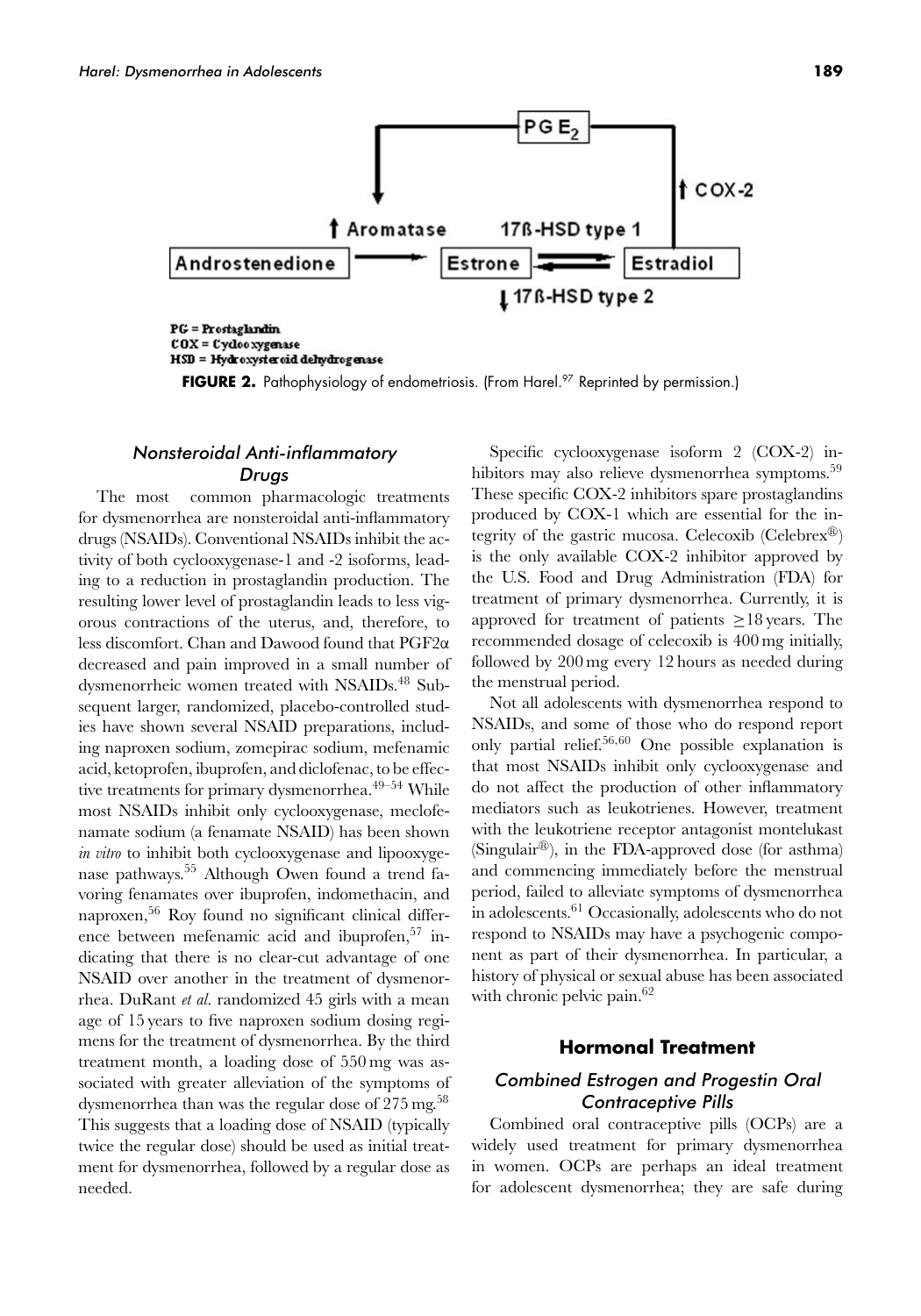PG = Prostaglandin
COX = Cyclooxygenase
HSD = Hydroxysteroid dehydrogenase

**FIGURE 2.** Pathophysiology of endometriosis. (From Harel.[97] Reprinted by permission.)

### *Nonsteroidal Anti-inflammatory Drugs*

The most common pharmacologic treatments for dysmenorrhea are nonsteroidal anti-inflammatory drugs (NSAIDs). Conventional NSAIDs inhibit the activity of both cyclooxygenase-1 and -2 isoforms, leading to a reduction in prostaglandin production. The resulting lower level of prostaglandin leads to less vigorous contractions of the uterus, and, therefore, to less discomfort. Chan and Dawood found that PGF2α decreased and pain improved in a small number of dysmenorrheic women treated with NSAIDs.[48] Subsequent larger, randomized, placebo-controlled studies have shown several NSAID preparations, including naproxen sodium, zomepirac sodium, mefenamic acid, ketoprofen, ibuprofen, and diclofenac, to be effective treatments for primary dysmenorrhea.[49–54] While most NSAIDs inhibit only cyclooxygenase, meclofenamate sodium (a fenamate NSAID) has been shown *in vitro* to inhibit both cyclooxygenase and lipooxygenase pathways.[55] Although Owen found a trend favoring fenamates over ibuprofen, indomethacin, and naproxen,[56] Roy found no significant clinical difference between mefenamic acid and ibuprofen,[57] indicating that there is no clear-cut advantage of one NSAID over another in the treatment of dysmenorrhea. DuRant *et al.* randomized 45 girls with a mean age of 15 years to five naproxen sodium dosing regimens for the treatment of dysmenorrhea. By the third treatment month, a loading dose of 550 mg was associated with greater alleviation of the symptoms of dysmenorrhea than was the regular dose of 275 mg.[58] This suggests that a loading dose of NSAID (typically twice the regular dose) should be used as initial treatment for dysmenorrhea, followed by a regular dose as needed.

Specific cyclooxygenase isoform 2 (COX-2) inhibitors may also relieve dysmenorrhea symptoms.[59] These specific COX-2 inhibitors spare prostaglandins produced by COX-1 which are essential for the integrity of the gastric mucosa. Celecoxib (Celebrex®) is the only available COX-2 inhibitor approved by the U.S. Food and Drug Administration (FDA) for treatment of primary dysmenorrhea. Currently, it is approved for treatment of patients $\geq$18 years. The recommended dosage of celecoxib is 400 mg initially, followed by 200 mg every 12 hours as needed during the menstrual period.

Not all adolescents with dysmenorrhea respond to NSAIDs, and some of those who do respond report only partial relief.[56,60] One possible explanation is that most NSAIDs inhibit only cyclooxygenase and do not affect the production of other inflammatory mediators such as leukotrienes. However, treatment with the leukotriene receptor antagonist montelukast (Singulair®), in the FDA-approved dose (for asthma) and commencing immediately before the menstrual period, failed to alleviate symptoms of dysmenorrhea in adolescents.[61] Occasionally, adolescents who do not respond to NSAIDs may have a psychogenic component as part of their dysmenorrhea. In particular, a history of physical or sexual abuse has been associated with chronic pelvic pain.[62]

## Hormonal Treatment

### *Combined Estrogen and Progestin Oral Contraceptive Pills*

Combined oral contraceptive pills (OCPs) are a widely used treatment for primary dysmenorrhea in women. OCPs are perhaps an ideal treatment for adolescent dysmenorrhea; they are safe during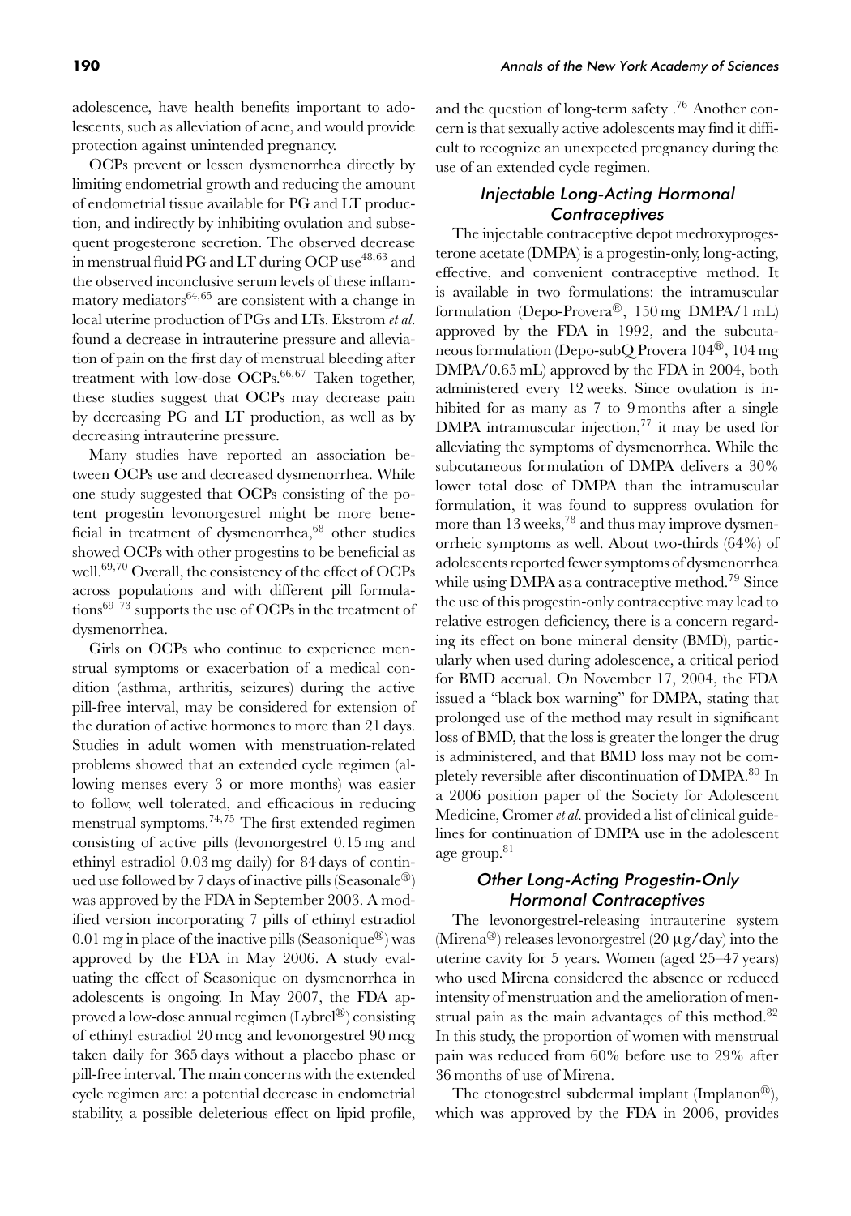adolescence, have health benefits important to adolescents, such as alleviation of acne, and would provide protection against unintended pregnancy.

OCPs prevent or lessen dysmenorrhea directly by limiting endometrial growth and reducing the amount of endometrial tissue available for PG and LT production, and indirectly by inhibiting ovulation and subsequent progesterone secretion. The observed decrease in menstrual fluid PG and LT during OCP use[48,63] and the observed inconclusive serum levels of these inflammatory mediators[64,65] are consistent with a change in local uterine production of PGs and LTs. Ekstrom *et al.* found a decrease in intrauterine pressure and alleviation of pain on the first day of menstrual bleeding after treatment with low-dose OCPs.[66,67] Taken together, these studies suggest that OCPs may decrease pain by decreasing PG and LT production, as well as by decreasing intrauterine pressure.

Many studies have reported an association between OCPs use and decreased dysmenorrhea. While one study suggested that OCPs consisting of the potent progestin levonorgestrel might be more beneficial in treatment of dysmenorrhea,[68] other studies showed OCPs with other progestins to be beneficial as well.[69,70] Overall, the consistency of the effect of OCPs across populations and with different pill formulations[69–73] supports the use of OCPs in the treatment of dysmenorrhea.

Girls on OCPs who continue to experience menstrual symptoms or exacerbation of a medical condition (asthma, arthritis, seizures) during the active pill-free interval, may be considered for extension of the duration of active hormones to more than 21 days. Studies in adult women with menstruation-related problems showed that an extended cycle regimen (allowing menses every 3 or more months) was easier to follow, well tolerated, and efficacious in reducing menstrual symptoms.[74,75] The first extended regimen consisting of active pills (levonorgestrel 0.15 mg and ethinyl estradiol 0.03 mg daily) for 84 days of continued use followed by 7 days of inactive pills (Seasonale®) was approved by the FDA in September 2003. A modified version incorporating 7 pills of ethinyl estradiol 0.01 mg in place of the inactive pills (Seasonique®) was approved by the FDA in May 2006. A study evaluating the effect of Seasonique on dysmenorrhea in adolescents is ongoing. In May 2007, the FDA approved a low-dose annual regimen (Lybrel®) consisting of ethinyl estradiol 20 mcg and levonorgestrel 90 mcg taken daily for 365 days without a placebo phase or pill-free interval. The main concerns with the extended cycle regimen are: a potential decrease in endometrial stability, a possible deleterious effect on lipid profile, and the question of long-term safety.[76] Another concern is that sexually active adolescents may find it difficult to recognize an unexpected pregnancy during the use of an extended cycle regimen.

### Injectable Long-Acting Hormonal Contraceptives

The injectable contraceptive depot medroxyprogesterone acetate (DMPA) is a progestin-only, long-acting, effective, and convenient contraceptive method. It is available in two formulations: the intramuscular formulation (Depo-Provera®, 150 mg DMPA/1 mL) approved by the FDA in 1992, and the subcutaneous formulation (Depo-subQ Provera 104®, 104 mg DMPA/0.65 mL) approved by the FDA in 2004, both administered every 12 weeks. Since ovulation is inhibited for as many as 7 to 9 months after a single DMPA intramuscular injection,[77] it may be used for alleviating the symptoms of dysmenorrhea. While the subcutaneous formulation of DMPA delivers a 30% lower total dose of DMPA than the intramuscular formulation, it was found to suppress ovulation for more than 13 weeks,[78] and thus may improve dysmenorrheic symptoms as well. About two-thirds (64%) of adolescents reported fewer symptoms of dysmenorrhea while using DMPA as a contraceptive method.[79] Since the use of this progestin-only contraceptive may lead to relative estrogen deficiency, there is a concern regarding its effect on bone mineral density (BMD), particularly when used during adolescence, a critical period for BMD accrual. On November 17, 2004, the FDA issued a "black box warning" for DMPA, stating that prolonged use of the method may result in significant loss of BMD, that the loss is greater the longer the drug is administered, and that BMD loss may not be completely reversible after discontinuation of DMPA.[80] In a 2006 position paper of the Society for Adolescent Medicine, Cromer *et al.* provided a list of clinical guidelines for continuation of DMPA use in the adolescent age group.[81]

### Other Long-Acting Progestin-Only Hormonal Contraceptives

The levonorgestrel-releasing intrauterine system (Mirena®) releases levonorgestrel (20 μg/day) into the uterine cavity for 5 years. Women (aged 25–47 years) who used Mirena considered the absence or reduced intensity of menstruation and the amelioration of menstrual pain as the main advantages of this method.[82] In this study, the proportion of women with menstrual pain was reduced from 60% before use to 29% after 36 months of use of Mirena.

The etonogestrel subdermal implant (Implanon®), which was approved by the FDA in 2006, provides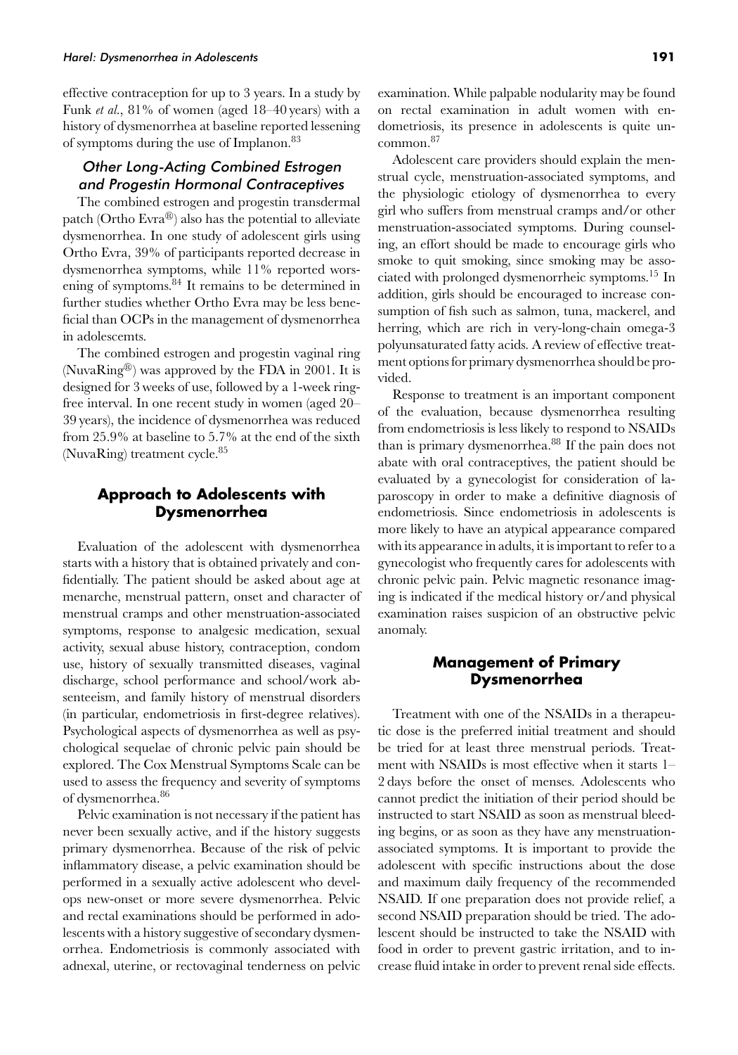effective contraception for up to 3 years. In a study by Funk *et al.*, 81% of women (aged 18–40 years) with a history of dysmenorrhea at baseline reported lessening of symptoms during the use of Implanon.[83]

### *Other Long-Acting Combined Estrogen and Progestin Hormonal Contraceptives*

The combined estrogen and progestin transdermal patch (Ortho Evra®) also has the potential to alleviate dysmenorrhea. In one study of adolescent girls using Ortho Evra, 39% of participants reported decrease in dysmenorrhea symptoms, while 11% reported worsening of symptoms.[84] It remains to be determined in further studies whether Ortho Evra may be less beneficial than OCPs in the management of dysmenorrhea in adolescemts.

The combined estrogen and progestin vaginal ring (NuvaRing®) was approved by the FDA in 2001. It is designed for 3 weeks of use, followed by a 1-week ring-free interval. In one recent study in women (aged 20–39 years), the incidence of dysmenorrhea was reduced from 25.9% at baseline to 5.7% at the end of the sixth (NuvaRing) treatment cycle.[85]

## Approach to Adolescents with Dysmenorrhea

Evaluation of the adolescent with dysmenorrhea starts with a history that is obtained privately and confidentially. The patient should be asked about age at menarche, menstrual pattern, onset and character of menstrual cramps and other menstruation-associated symptoms, response to analgesic medication, sexual activity, sexual abuse history, contraception, condom use, history of sexually transmitted diseases, vaginal discharge, school performance and school/work absenteeism, and family history of menstrual disorders (in particular, endometriosis in first-degree relatives). Psychological aspects of dysmenorrhea as well as psychological sequelae of chronic pelvic pain should be explored. The Cox Menstrual Symptoms Scale can be used to assess the frequency and severity of symptoms of dysmenorrhea.[86]

Pelvic examination is not necessary if the patient has never been sexually active, and if the history suggests primary dysmenorrhea. Because of the risk of pelvic inflammatory disease, a pelvic examination should be performed in a sexually active adolescent who develops new-onset or more severe dysmenorrhea. Pelvic and rectal examinations should be performed in adolescents with a history suggestive of secondary dysmenorrhea. Endometriosis is commonly associated with adnexal, uterine, or rectovaginal tenderness on pelvic examination. While palpable nodularity may be found on rectal examination in adult women with endometriosis, its presence in adolescents is quite uncommon.[87]

Adolescent care providers should explain the menstrual cycle, menstruation-associated symptoms, and the physiologic etiology of dysmenorrhea to every girl who suffers from menstrual cramps and/or other menstruation-associated symptoms. During counseling, an effort should be made to encourage girls who smoke to quit smoking, since smoking may be associated with prolonged dysmenorrheic symptoms.[15] In addition, girls should be encouraged to increase consumption of fish such as salmon, tuna, mackerel, and herring, which are rich in very-long-chain omega-3 polyunsaturated fatty acids. A review of effective treatment options for primary dysmenorrhea should be provided.

Response to treatment is an important component of the evaluation, because dysmenorrhea resulting from endometriosis is less likely to respond to NSAIDs than is primary dysmenorrhea.[88] If the pain does not abate with oral contraceptives, the patient should be evaluated by a gynecologist for consideration of laparoscopy in order to make a definitive diagnosis of endometriosis. Since endometriosis in adolescents is more likely to have an atypical appearance compared with its appearance in adults, it is important to refer to a gynecologist who frequently cares for adolescents with chronic pelvic pain. Pelvic magnetic resonance imaging is indicated if the medical history or/and physical examination raises suspicion of an obstructive pelvic anomaly.

## Management of Primary Dysmenorrhea

Treatment with one of the NSAIDs in a therapeutic dose is the preferred initial treatment and should be tried for at least three menstrual periods. Treatment with NSAIDs is most effective when it starts 1–2 days before the onset of menses. Adolescents who cannot predict the initiation of their period should be instructed to start NSAID as soon as menstrual bleeding begins, or as soon as they have any menstruation-associated symptoms. It is important to provide the adolescent with specific instructions about the dose and maximum daily frequency of the recommended NSAID. If one preparation does not provide relief, a second NSAID preparation should be tried. The adolescent should be instructed to take the NSAID with food in order to prevent gastric irritation, and to increase fluid intake in order to prevent renal side effects.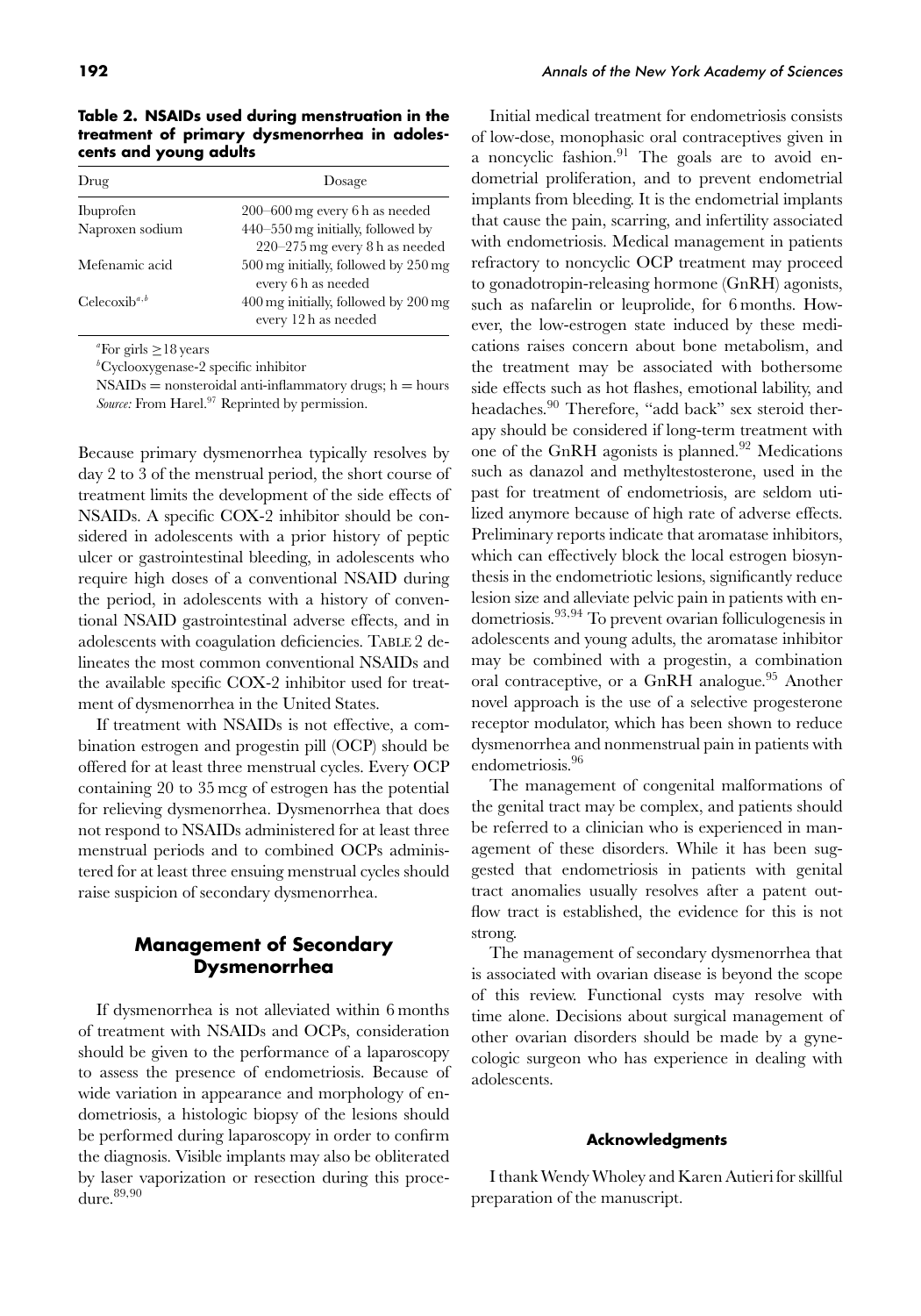**Table 2. NSAIDs used during menstruation in the treatment of primary dysmenorrhea in adolescents and young adults**

| Drug | Dosage |
|---|---|
| Ibuprofen | 200–600 mg every 6 h as needed |
| Naproxen sodium | 440–550 mg initially, followed by 220–275 mg every 8 h as needed |
| Mefenamic acid | 500 mg initially, followed by 250 mg every 6 h as needed |
| Celecoxib[a,b] | 400 mg initially, followed by 200 mg every 12 h as needed |

[a]For girls ≥18 years

[b]Cyclooxygenase-2 specific inhibitor

NSAIDs = nonsteroidal anti-inflammatory drugs; h = hours

*Source:* From Harel.[97] Reprinted by permission.

Because primary dysmenorrhea typically resolves by day 2 to 3 of the menstrual period, the short course of treatment limits the development of the side effects of NSAIDs. A specific COX-2 inhibitor should be considered in adolescents with a prior history of peptic ulcer or gastrointestinal bleeding, in adolescents who require high doses of a conventional NSAID during the period, in adolescents with a history of conventional NSAID gastrointestinal adverse effects, and in adolescents with coagulation deficiencies. Table 2 delineates the most common conventional NSAIDs and the available specific COX-2 inhibitor used for treatment of dysmenorrhea in the United States.

If treatment with NSAIDs is not effective, a combination estrogen and progestin pill (OCP) should be offered for at least three menstrual cycles. Every OCP containing 20 to 35 mcg of estrogen has the potential for relieving dysmenorrhea. Dysmenorrhea that does not respond to NSAIDs administered for at least three menstrual periods and to combined OCPs administered for at least three ensuing menstrual cycles should raise suspicion of secondary dysmenorrhea.

## Management of Secondary Dysmenorrhea

If dysmenorrhea is not alleviated within 6 months of treatment with NSAIDs and OCPs, consideration should be given to the performance of a laparoscopy to assess the presence of endometriosis. Because of wide variation in appearance and morphology of endometriosis, a histologic biopsy of the lesions should be performed during laparoscopy in order to confirm the diagnosis. Visible implants may also be obliterated by laser vaporization or resection during this procedure.[89,90]

Initial medical treatment for endometriosis consists of low-dose, monophasic oral contraceptives given in a noncyclic fashion.[91] The goals are to avoid endometrial proliferation, and to prevent endometrial implants from bleeding. It is the endometrial implants that cause the pain, scarring, and infertility associated with endometriosis. Medical management in patients refractory to noncyclic OCP treatment may proceed to gonadotropin-releasing hormone (GnRH) agonists, such as nafarelin or leuprolide, for 6 months. However, the low-estrogen state induced by these medications raises concern about bone metabolism, and the treatment may be associated with bothersome side effects such as hot flashes, emotional lability, and headaches.[90] Therefore, "add back" sex steroid therapy should be considered if long-term treatment with one of the GnRH agonists is planned.[92] Medications such as danazol and methyltestosterone, used in the past for treatment of endometriosis, are seldom utilized anymore because of high rate of adverse effects. Preliminary reports indicate that aromatase inhibitors, which can effectively block the local estrogen biosynthesis in the endometriotic lesions, significantly reduce lesion size and alleviate pelvic pain in patients with endometriosis.[93,94] To prevent ovarian folliculogenesis in adolescents and young adults, the aromatase inhibitor may be combined with a progestin, a combination oral contraceptive, or a GnRH analogue.[95] Another novel approach is the use of a selective progesterone receptor modulator, which has been shown to reduce dysmenorrhea and nonmenstrual pain in patients with endometriosis.[96]

The management of congenital malformations of the genital tract may be complex, and patients should be referred to a clinician who is experienced in management of these disorders. While it has been suggested that endometriosis in patients with genital tract anomalies usually resolves after a patent outflow tract is established, the evidence for this is not strong.

The management of secondary dysmenorrhea that is associated with ovarian disease is beyond the scope of this review. Functional cysts may resolve with time alone. Decisions about surgical management of other ovarian disorders should be made by a gynecologic surgeon who has experience in dealing with adolescents.

#### Acknowledgments

I thank Wendy Wholey and Karen Autieri for skillful preparation of the manuscript.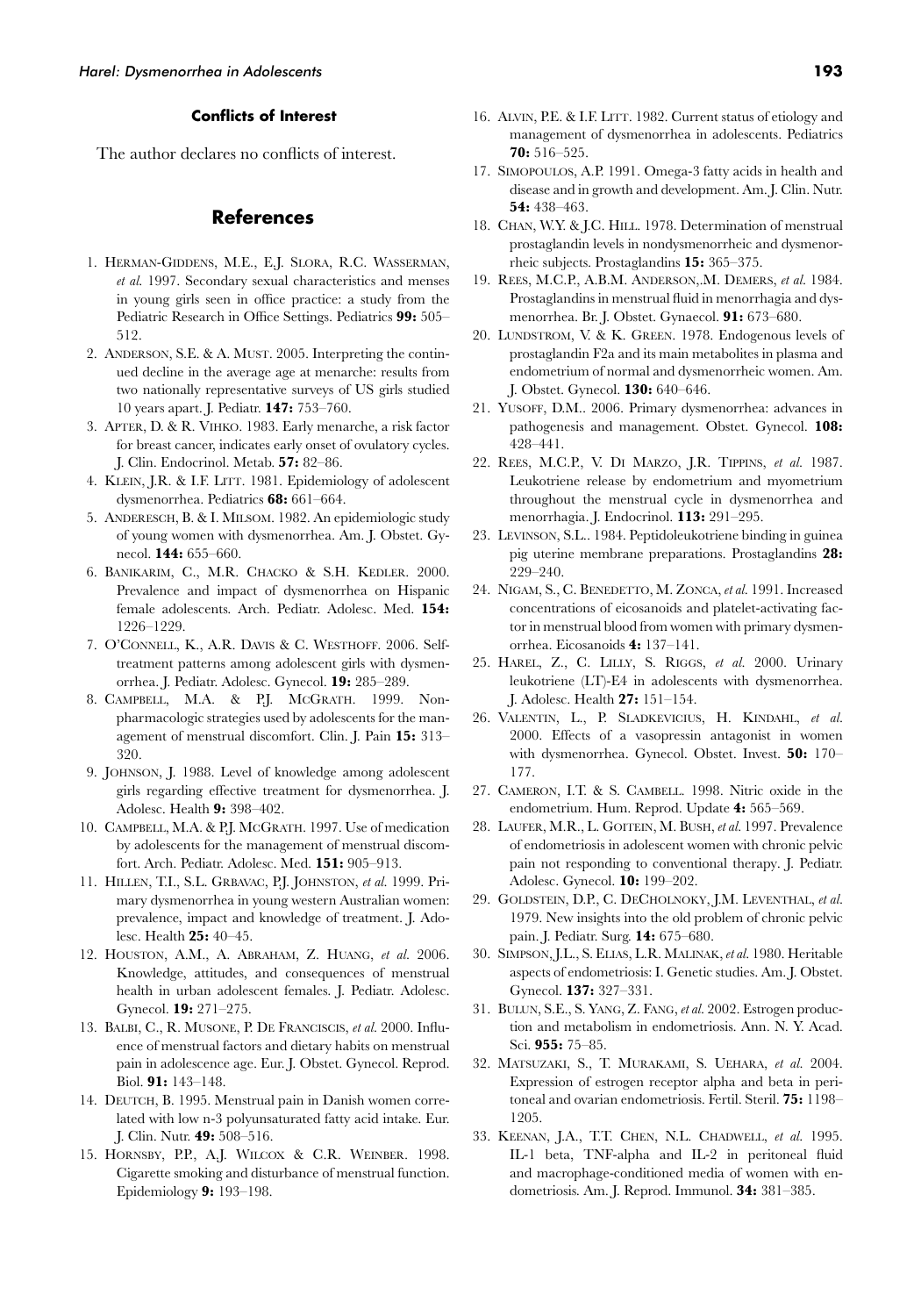#### Conflicts of Interest

The author declares no conflicts of interest.

## References

1. Herman-Giddens, M.E., E.J. Slora, R.C. Wasserman, *et al.* 1997. Secondary sexual characteristics and menses in young girls seen in office practice: a study from the Pediatric Research in Office Settings. Pediatrics **99:** 505–512.
2. Anderson, S.E. & A. Must. 2005. Interpreting the continued decline in the average age at menarche: results from two nationally representative surveys of US girls studied 10 years apart. J. Pediatr. **147:** 753–760.
3. Apter, D. & R. Vihko. 1983. Early menarche, a risk factor for breast cancer, indicates early onset of ovulatory cycles. J. Clin. Endocrinol. Metab. **57:** 82–86.
4. Klein, J.R. & I.F. Litt. 1981. Epidemiology of adolescent dysmenorrhea. Pediatrics **68:** 661–664.
5. Anderesch, B. & I. Milsom. 1982. An epidemiologic study of young women with dysmenorrhea. Am. J. Obstet. Gynecol. **144:** 655–660.
6. Banikarim, C., M.R. Chacko & S.H. Kedler. 2000. Prevalence and impact of dysmenorrhea on Hispanic female adolescents. Arch. Pediatr. Adolesc. Med. **154:** 1226–1229.
7. O'Connell, K., A.R. Davis & C. Westhoff. 2006. Self-treatment patterns among adolescent girls with dysmenorrhea. J. Pediatr. Adolesc. Gynecol. **19:** 285–289.
8. Campbell, M.A. & P.J. McGrath. 1999. Non-pharmacologic strategies used by adolescents for the management of menstrual discomfort. Clin. J. Pain **15:** 313–320.
9. Johnson, J. 1988. Level of knowledge among adolescent girls regarding effective treatment for dysmenorrhea. J. Adolesc. Health **9:** 398–402.
10. Campbell, M.A. & P.J. McGrath. 1997. Use of medication by adolescents for the management of menstrual discomfort. Arch. Pediatr. Adolesc. Med. **151:** 905–913.
11. Hillen, T.I., S.L. Grbavac, P.J. Johnston, *et al.* 1999. Primary dysmenorrhea in young western Australian women: prevalence, impact and knowledge of treatment. J. Adolesc. Health **25:** 40–45.
12. Houston, A.M., A. Abraham, Z. Huang, *et al.* 2006. Knowledge, attitudes, and consequences of menstrual health in urban adolescent females. J. Pediatr. Adolesc. Gynecol. **19:** 271–275.
13. Balbi, C., R. Musone, P. De Franciscis, *et al.* 2000. Influence of menstrual factors and dietary habits on menstrual pain in adolescence age. Eur. J. Obstet. Gynecol. Reprod. Biol. **91:** 143–148.
14. Deutch, B. 1995. Menstrual pain in Danish women correlated with low n-3 polyunsaturated fatty acid intake. Eur. J. Clin. Nutr. **49:** 508–516.
15. Hornsby, P.P., A.J. Wilcox & C.R. Weinber. 1998. Cigarette smoking and disturbance of menstrual function. Epidemiology **9:** 193–198.
16. Alvin, P.E. & I.F. Litt. 1982. Current status of etiology and management of dysmenorrhea in adolescents. Pediatrics **70:** 516–525.
17. Simopoulos, A.P. 1991. Omega-3 fatty acids in health and disease and in growth and development. Am. J. Clin. Nutr. **54:** 438–463.
18. Chan, W.Y. & J.C. Hill. 1978. Determination of menstrual prostaglandin levels in nondysmenorrheic and dysmenorrheic subjects. Prostaglandins **15:** 365–375.
19. Rees, M.C.P., A.B.M. Anderson, .M. Demers, *et al.* 1984. Prostaglandins in menstrual fluid in menorrhagia and dysmenorrhea. Br. J. Obstet. Gynaecol. **91:** 673–680.
20. Lundstrom, V. & K. Green. 1978. Endogenous levels of prostaglandin F2a and its main metabolites in plasma and endometrium of normal and dysmenorrheic women. Am. J. Obstet. Gynecol. **130:** 640–646.
21. Yusoff, D.M.. 2006. Primary dysmenorrhea: advances in pathogenesis and management. Obstet. Gynecol. **108:** 428–441.
22. Rees, M.C.P., V. Di Marzo, J.R. Tippins, *et al.* 1987. Leukotriene release by endometrium and myometrium throughout the menstrual cycle in dysmenorrhea and menorrhagia. J. Endocrinol. **113:** 291–295.
23. Levinson, S.L.. 1984. Peptidoleukotriene binding in guinea pig uterine membrane preparations. Prostaglandins **28:** 229–240.
24. Nigam, S., C. Benedetto, M. Zonca, *et al.* 1991. Increased concentrations of eicosanoids and platelet-activating factor in menstrual blood from women with primary dysmenorrhea. Eicosanoids **4:** 137–141.
25. Harel, Z., C. Lilly, S. Riggs, *et al.* 2000. Urinary leukotriene (LT)-E4 in adolescents with dysmenorrhea. J. Adolesc. Health **27:** 151–154.
26. Valentin, L., P. Sladkevicius, H. Kindahl, *et al.* 2000. Effects of a vasopressin antagonist in women with dysmenorrhea. Gynecol. Obstet. Invest. **50:** 170–177.
27. Cameron, I.T. & S. Cambell. 1998. Nitric oxide in the endometrium. Hum. Reprod. Update **4:** 565–569.
28. Laufer, M.R., L. Goitein, M. Bush, *et al.* 1997. Prevalence of endometriosis in adolescent women with chronic pelvic pain not responding to conventional therapy. J. Pediatr. Adolesc. Gynecol. **10:** 199–202.
29. Goldstein, D.P., C. DeCholnoky, J.M. Leventhal, *et al.* 1979. New insights into the old problem of chronic pelvic pain. J. Pediatr. Surg. **14:** 675–680.
30. Simpson, J.L., S. Elias, L.R. Malinak, *et al.* 1980. Heritable aspects of endometriosis: I. Genetic studies. Am. J. Obstet. Gynecol. **137:** 327–331.
31. Bulun, S.E., S. Yang, Z. Fang, *et al.* 2002. Estrogen production and metabolism in endometriosis. Ann. N. Y. Acad. Sci. **955:** 75–85.
32. Matsuzaki, S., T. Murakami, S. Uehara, *et al.* 2004. Expression of estrogen receptor alpha and beta in peritoneal and ovarian endometriosis. Fertil. Steril. **75:** 1198–1205.
33. Keenan, J.A., T.T. Chen, N.L. Chadwell, *et al.* 1995. IL-1 beta, TNF-alpha and IL-2 in peritoneal fluid and macrophage-conditioned media of women with endometriosis. Am. J. Reprod. Immunol. **34:** 381–385.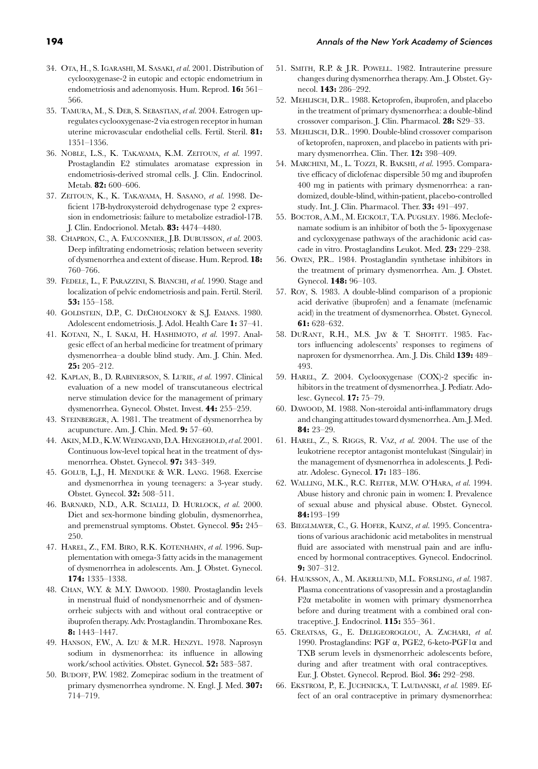34. Ota, H., S. Igarashi, M. Sasaki, *et al.* 2001. Distribution of cyclooxygenase-2 in eutopic and ectopic endometrium in endometriosis and adenomyosis. Hum. Reprod. **16:** 561–566.
35. Tamura, M., S. Deb, S. Sebastian, *et al.* 2004. Estrogen upregulates cyclooxygenase-2 via estrogen receptor in human uterine microvascular endothelial cells. Fertil. Steril. **81:** 1351–1356.
36. Noble, L.S., K. Takayama, K.M. Zeitoun, *et al.* 1997. Prostaglandin E2 stimulates aromatase expression in endometriosis-derived stromal cells. J. Clin. Endocrinol. Metab. **82:** 600–606.
37. Zeitoun, K., K. Takayama, H. Sasano, *et al.* 1998. Deficient 17B-hydroxysteroid dehydrogenase type 2 expression in endometriosis: failure to metabolize estradiol-17B. J. Clin. Endocrionol. Metab. **83:** 4474–4480.
38. Chapron, C., A. Fauconnier, J.B. Dubuisson, *et al.* 2003. Deep infiltrating endometriosis; relation between severity of dysmenorrhea and extent of disease. Hum. Reprod. **18:** 760–766.
39. Fedele, L., F. Parazzini, S. Bianchi, *et al.* 1990. Stage and localization of pelvic endometriosis and pain. Fertil. Steril. **53:** 155–158.
40. Goldstein, D.P., C. DeCholnoky & S.J. Emans. 1980. Adolescent endometriosis. J. Adol. Health Care **1:** 37–41.
41. Kotani, N., I. Sakai, H. Hashimoto, *et al.* 1997. Analgesic effect of an herbal medicine for treatment of primary dysmenorrhea–a double blind study. Am. J. Chin. Med. **25:** 205–212.
42. Kaplan, B., D. Rabinerson, S. Lurie, *et al.* 1997. Clinical evaluation of a new model of transcutaneous electrical nerve stimulation device for the management of primary dysmenorrhea. Gynecol. Obstet. Invest. **44:** 255–259.
43. Steinberger, A. 1981. The treatment of dysmenorrhea by acupuncture. Am. J. Chin. Med. **9:** 57–60.
44. Akin, M.D., K.W. Weingand, D.A. Hengehold, *et al.* 2001. Continuous low-level topical heat in the treatment of dysmenorrhea. Obstet. Gynecol. **97:** 343–349.
45. Golub, L.J., H. Menduke & W.R. Lang. 1968. Exercise and dysmenorrhea in young teenagers: a 3-year study. Obstet. Gynecol. **32:** 508–511.
46. Barnard, N.D., A.R. Scialli, D. Hurlock, *et al.* 2000. Diet and sex-hormone binding globulin, dysmenorrhea, and premenstrual symptoms. Obstet. Gynecol. **95:** 245–250.
47. Harel, Z., F.M. Biro, R.K. Kotenhahn, *et al.* 1996. Supplementation with omega-3 fatty acids in the management of dysmenorrhea in adolescents. Am. J. Obstet. Gynecol. **174:** 1335–1338.
48. Chan, W.Y. & M.Y. Dawood. 1980. Prostaglandin levels in menstrual fluid of nondysmenorrheic and of dysmenorrheic subjects with and without oral contraceptive or ibuprofen therapy. Adv. Prostaglandin. Thromboxane Res. **8:** 1443–1447.
49. Hanson, F.W., A. Izu & M.R. Henzyl. 1978. Naprosyn sodium in dysmenorrhea: its influence in allowing work/school activities. Obstet. Gynecol. **52:** 583–587.
50. Budoff, P.W. 1982. Zomepirac sodium in the treatment of primary dysmenorrhea syndrome. N. Engl. J. Med. **307:** 714–719.
51. Smith, R.P. & J.R. Powell. 1982. Intrauterine pressure changes during dysmenorrhea therapy. Am. J. Obstet. Gynecol. **143:** 286–292.
52. Mehlisch, D.R.. 1988. Ketoprofen, ibuprofen, and placebo in the treatment of primary dysmenorrhea: a double-blind crossover comparison. J. Clin. Pharmacol. **28:** S29–33.
53. Mehlisch, D.R.. 1990. Double-blind crossover comparison of ketoprofen, naproxen, and placebo in patients with primary dysmenorrhea. Clin. Ther. **12:** 398–409.
54. Marchini, M., L. Tozzi, R. Bakshi, *et al.* 1995. Comparative efficacy of diclofenac dispersible 50 mg and ibuprofen 400 mg in patients with primary dysmenorrhea: a randomized, double-blind, within-patient, placebo-controlled study. Int. J. Clin. Pharmacol. Ther. **33:** 491–497.
55. Boctor, A.M., M. Eickolt, T.A. Pugsley. 1986. Meclofenamate sodium is an inhibitor of both the 5- lipoxygenase and cycloxygenase pathways of the arachidonic acid cascade in vitro. Prostaglandins Leukot. Med. **23:** 229–238.
56. Owen, P.R.. 1984. Prostaglandin synthetase inhibitors in the treatment of primary dysmenorrhea. Am. J. Obstet. Gynecol. **148:** 96–103.
57. Roy, S. 1983. A double-blind comparison of a propionic acid derivative (ibuprofen) and a fenamate (mefenamic acid) in the treatment of dysmenorrhea. Obstet. Gynecol. **61:** 628–632.
58. DuRant, R.H., M.S. Jay & T. Shofitt. 1985. Factors influencing adolescents' responses to regimens of naproxen for dysmenorrhea. Am. J. Dis. Child **139:** 489–493.
59. Harel, Z. 2004. Cyclooxygenase (COX)-2 specific inhibitors in the treatment of dysmenorrhea. J. Pediatr. Adolesc. Gynecol. **17:** 75–79.
60. Dawood, M. 1988. Non-steroidal anti-inflammatory drugs and changing attitudes toward dysmenorrhea. Am. J. Med. **84:** 23–29.
61. Harel, Z., S. Riggs, R. Vaz, *et al.* 2004. The use of the leukotriene receptor antagonist montelukast (Singulair) in the management of dysmenorrhea in adolescents. J. Pediatr. Adolesc. Gynecol. **17:** 183–186.
62. Walling, M.K., R.C. Reiter, M.W. O'Hara, *et al.* 1994. Abuse history and chronic pain in women: I. Prevalence of sexual abuse and physical abuse. Obstet. Gynecol. **84:**193–199
63. Bieglmayer, C., G. Hofer, Kainz, *et al.* 1995. Concentrations of various arachidonic acid metabolites in menstrual fluid are associated with menstrual pain and are influenced by hormonal contraceptives. Gynecol. Endocrinol. **9:** 307–312.
64. Hauksson, A., M. Akerlund, M.L. Forsling, *et al.* 1987. Plasma concentrations of vasopressin and a prostaglandin F2α metabolite in women with primary dysmenorrhea before and during treatment with a combined oral contraceptive. J. Endocrinol. **115:** 355–361.
65. Creatsas, G., E. Deligeoroglou, A. Zachari, *et al.* 1990. Prostaglandins: PGF α, PGE2, 6-keto-PGF1α and TXB serum levels in dysmenorrheic adolescents before, during and after treatment with oral contraceptives. Eur. J. Obstet. Gynecol. Reprod. Biol. **36:** 292–298.
66. Ekstrom, P., E. Juchnicka, T. Laudanski, *et al.* 1989. Effect of an oral contraceptive in primary dysmenorrhea: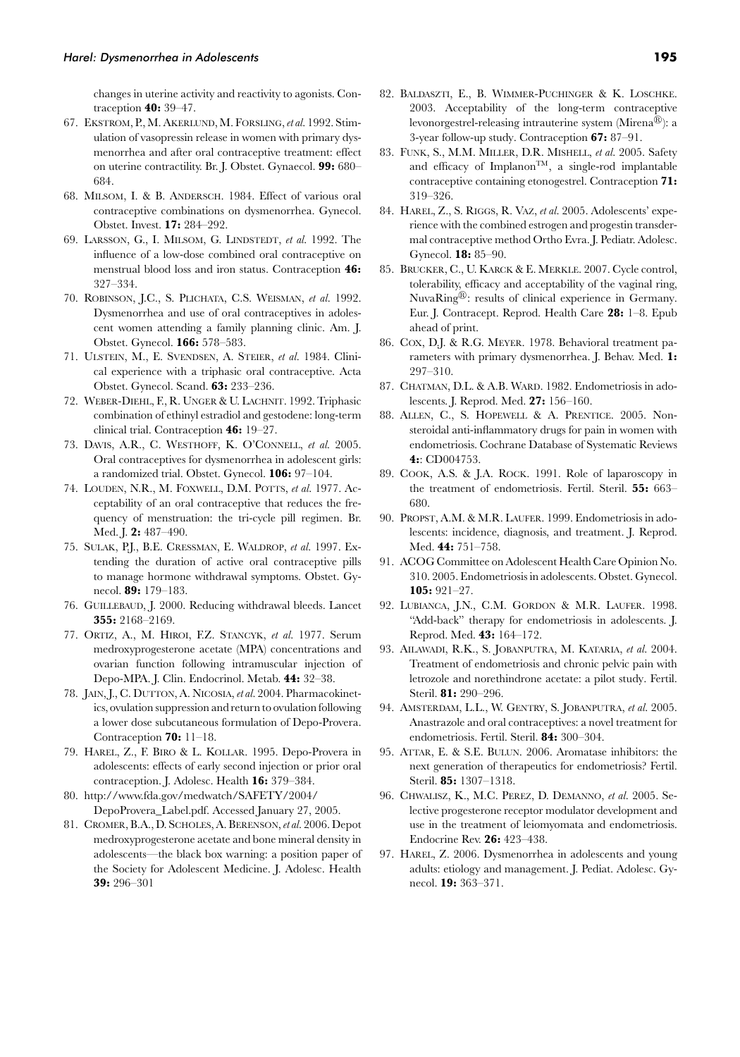changes in uterine activity and reactivity to agonists. Contraception **40:** 39–47.

67. EKSTROM, P., M. AKERLUND, M. FORSLING, *et al.* 1992. Stimulation of vasopressin release in women with primary dysmenorrhea and after oral contraceptive treatment: effect on uterine contractility. Br. J. Obstet. Gynaecol. **99:** 680–684.
68. MILSOM, I. & B. ANDERSCH. 1984. Effect of various oral contraceptive combinations on dysmenorrhea. Gynecol. Obstet. Invest. **17:** 284–292.
69. LARSSON, G., I. MILSOM, G. LINDSTEDT, *et al.* 1992. The influence of a low-dose combined oral contraceptive on menstrual blood loss and iron status. Contraception **46:** 327–334.
70. ROBINSON, J.C., S. PLICHATA, C.S. WEISMAN, *et al.* 1992. Dysmenorrhea and use of oral contraceptives in adolescent women attending a family planning clinic. Am. J. Obstet. Gynecol. **166:** 578–583.
71. ULSTEIN, M., E. SVENDSEN, A. STEIER, *et al.* 1984. Clinical experience with a triphasic oral contraceptive. Acta Obstet. Gynecol. Scand. **63:** 233–236.
72. WEBER-DIEHL, F., R. UNGER & U. LACHNIT. 1992. Triphasic combination of ethinyl estradiol and gestodene: long-term clinical trial. Contraception **46:** 19–27.
73. DAVIS, A.R., C. WESTHOFF, K. O'CONNELL, *et al.* 2005. Oral contraceptives for dysmenorrhea in adolescent girls: a randomized trial. Obstet. Gynecol. **106:** 97–104.
74. LOUDEN, N.R., M. FOXWELL, D.M. POTTS, *et al.* 1977. Acceptability of an oral contraceptive that reduces the frequency of menstruation: the tri-cycle pill regimen. Br. Med. J. **2:** 487–490.
75. SULAK, P.J., B.E. CRESSMAN, E. WALDROP, *et al.* 1997. Extending the duration of active oral contraceptive pills to manage hormone withdrawal symptoms. Obstet. Gynecol. **89:** 179–183.
76. GUILLEBAUD, J. 2000. Reducing withdrawal bleeds. Lancet **355:** 2168–2169.
77. ORTIZ, A., M. HIROI, F.Z. STANCYK, *et al.* 1977. Serum medroxyprogesterone acetate (MPA) concentrations and ovarian function following intramuscular injection of Depo-MPA. J. Clin. Endocrinol. Metab. **44:** 32–38.
78. JAIN, J., C. DUTTON, A. NICOSIA, *et al.* 2004. Pharmacokinetics, ovulation suppression and return to ovulation following a lower dose subcutaneous formulation of Depo-Provera. Contraception **70:** 11–18.
79. HAREL, Z., F. BIRO & L. KOLLAR. 1995. Depo-Provera in adolescents: effects of early second injection or prior oral contraception. J. Adolesc. Health **16:** 379–384.
80. http://www.fda.gov/medwatch/SAFETY/2004/DepoProvera_Label.pdf. Accessed January 27, 2005.
81. CROMER, B.A., D. SCHOLES, A. BERENSON, *et al.* 2006. Depot medroxyprogesterone acetate and bone mineral density in adolescents—the black box warning: a position paper of the Society for Adolescent Medicine. J. Adolesc. Health **39:** 296–301
82. BALDASZTI, E., B. WIMMER-PUCHINGER & K. LOSCHKE. 2003. Acceptability of the long-term contraceptive levonorgestrel-releasing intrauterine system (Mirena®): a 3-year follow-up study. Contraception **67:** 87–91.
83. FUNK, S., M.M. MILLER, D.R. MISHELL, *et al.* 2005. Safety and efficacy of Implanon™, a single-rod implantable contraceptive containing etonogestrel. Contraception **71:** 319–326.
84. HAREL, Z., S. RIGGS, R. VAZ, *et al.* 2005. Adolescents' experience with the combined estrogen and progestin transdermal contraceptive method Ortho Evra. J. Pediatr. Adolesc. Gynecol. **18:** 85–90.
85. BRUCKER, C., U. KARCK & E. MERKLE. 2007. Cycle control, tolerability, efficacy and acceptability of the vaginal ring, NuvaRing®: results of clinical experience in Germany. Eur. J. Contracept. Reprod. Health Care **28:** 1–8. Epub ahead of print.
86. COX, D.J. & R.G. MEYER. 1978. Behavioral treatment parameters with primary dysmenorrhea. J. Behav. Med. **1:** 297–310.
87. CHATMAN, D.L. & A.B. WARD. 1982. Endometriosis in adolescents. J. Reprod. Med. **27:** 156–160.
88. ALLEN, C., S. HOPEWELL & A. PRENTICE. 2005. Nonsteroidal anti-inflammatory drugs for pain in women with endometriosis. Cochrane Database of Systematic Reviews **4:**: CD004753.
89. COOK, A.S. & J.A. ROCK. 1991. Role of laparoscopy in the treatment of endometriosis. Fertil. Steril. **55:** 663–680.
90. PROPST, A.M. & M.R. LAUFER. 1999. Endometriosis in adolescents: incidence, diagnosis, and treatment. J. Reprod. Med. **44:** 751–758.
91. ACOG Committee on Adolescent Health Care Opinion No. 310. 2005. Endometriosis in adolescents. Obstet. Gynecol. **105:** 921–27.
92. LUBIANCA, J.N., C.M. GORDON & M.R. LAUFER. 1998. "Add-back" therapy for endometriosis in adolescents. J. Reprod. Med. **43:** 164–172.
93. AILAWADI, R.K., S. JOBANPUTRA, M. KATARIA, *et al.* 2004. Treatment of endometriosis and chronic pelvic pain with letrozole and norethindrone acetate: a pilot study. Fertil. Steril. **81:** 290–296.
94. AMSTERDAM, L.L., W. GENTRY, S. JOBANPUTRA, *et al.* 2005. Anastrazole and oral contraceptives: a novel treatment for endometriosis. Fertil. Steril. **84:** 300–304.
95. ATTAR, E. & S.E. BULUN. 2006. Aromatase inhibitors: the next generation of therapeutics for endometriosis? Fertil. Steril. **85:** 1307–1318.
96. CHWALISZ, K., M.C. PEREZ, D. DEMANNO, *et al.* 2005. Selective progesterone receptor modulator development and use in the treatment of leiomyomata and endometriosis. Endocrine Rev. **26:** 423–438.
97. HAREL, Z. 2006. Dysmenorrhea in adolescents and young adults: etiology and management. J. Pediat. Adolesc. Gynecol. **19:** 363–371.